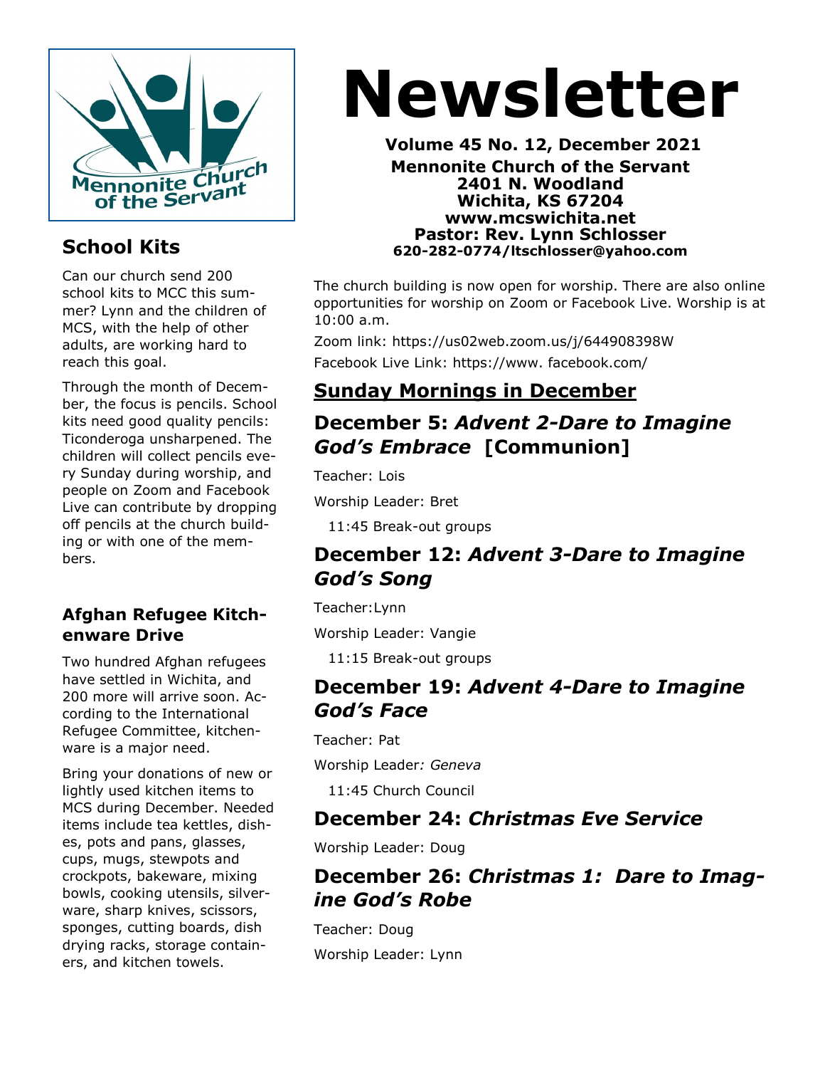# Newsletter

**Volume 45 No. 12, December 2021**
**Mennonite Church of the Servant**
**2401 N. Woodland**
**Wichita, KS 67204**
**www.mcswichita.net**
**Pastor: Rev. Lynn Schlosser**
**620-282-0774/ltschlosser@yahoo.com**

The church building is now open for worship. There are also online opportunities for worship on Zoom or Facebook Live. Worship is at 10:00 a.m.

Zoom link: https://us02web.zoom.us/j/644908398W

Facebook Live Link: https://www. facebook.com/

## Sunday Mornings in December

### December 5: *Advent 2-Dare to Imagine God's Embrace* [Communion]

Teacher: Lois

Worship Leader: Bret

11:45 Break-out groups

### December 12: *Advent 3-Dare to Imagine God's Song*

Teacher: Lynn

Worship Leader: Vangie

11:15 Break-out groups

### December 19: *Advent 4-Dare to Imagine God's Face*

Teacher: Pat

Worship Leader*: Geneva*

11:45 Church Council

### December 24: *Christmas Eve Service*

Worship Leader: Doug

### December 26: *Christmas 1: Dare to Imagine God's Robe*

Teacher: Doug

Worship Leader: Lynn

## School Kits

Can our church send 200 school kits to MCC this summer? Lynn and the children of MCS, with the help of other adults, are working hard to reach this goal.

Through the month of December, the focus is pencils. School kits need good quality pencils: Ticonderoga unsharpened. The children will collect pencils every Sunday during worship, and people on Zoom and Facebook Live can contribute by dropping off pencils at the church building or with one of the members.

### Afghan Refugee Kitchenware Drive

Two hundred Afghan refugees have settled in Wichita, and 200 more will arrive soon. According to the International Refugee Committee, kitchenware is a major need.

Bring your donations of new or lightly used kitchen items to MCS during December. Needed items include tea kettles, dishes, pots and pans, glasses, cups, mugs, stewpots and crockpots, bakeware, mixing bowls, cooking utensils, silverware, sharp knives, scissors, sponges, cutting boards, dish drying racks, storage containers, and kitchen towels.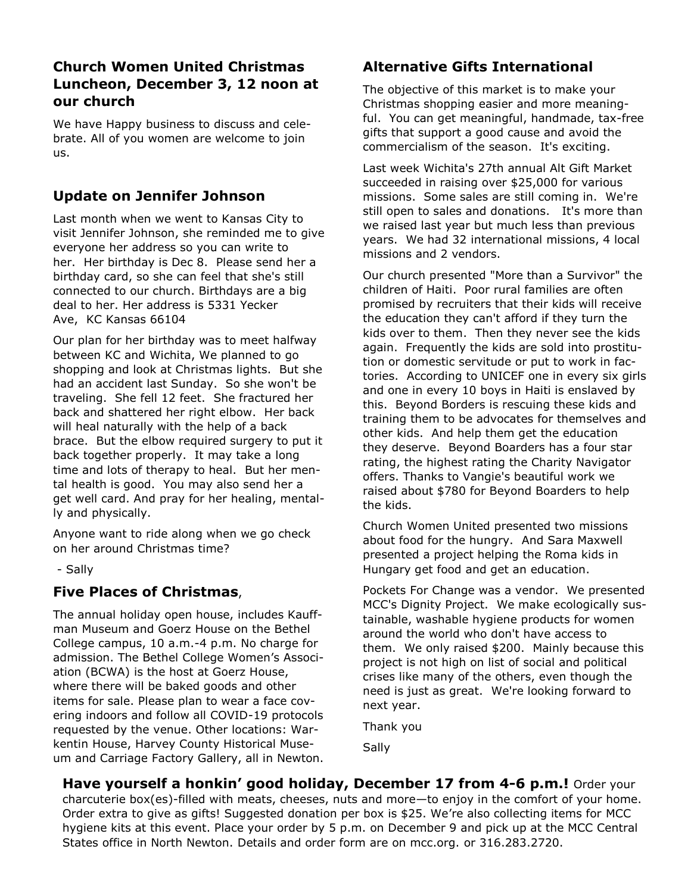## Church Women United Christmas Luncheon, December 3, 12 noon at our church

We have Happy business to discuss and celebrate. All of you women are welcome to join us.

## Update on Jennifer Johnson

Last month when we went to Kansas City to visit Jennifer Johnson, she reminded me to give everyone her address so you can write to her. Her birthday is Dec 8. Please send her a birthday card, so she can feel that she's still connected to our church. Birthdays are a big deal to her. Her address is 5331 Yecker Ave, KC Kansas 66104

Our plan for her birthday was to meet halfway between KC and Wichita, We planned to go shopping and look at Christmas lights. But she had an accident last Sunday. So she won't be traveling. She fell 12 feet. She fractured her back and shattered her right elbow. Her back will heal naturally with the help of a back brace. But the elbow required surgery to put it back together properly. It may take a long time and lots of therapy to heal. But her mental health is good. You may also send her a get well card. And pray for her healing, mentally and physically.

Anyone want to ride along when we go check on her around Christmas time?

- Sally

## Five Places of Christmas,

The annual holiday open house, includes Kauffman Museum and Goerz House on the Bethel College campus, 10 a.m.-4 p.m. No charge for admission. The Bethel College Women's Association (BCWA) is the host at Goerz House, where there will be baked goods and other items for sale. Please plan to wear a face covering indoors and follow all COVID-19 protocols requested by the venue. Other locations: Warkentin House, Harvey County Historical Museum and Carriage Factory Gallery, all in Newton.

## Alternative Gifts International

The objective of this market is to make your Christmas shopping easier and more meaningful. You can get meaningful, handmade, tax-free gifts that support a good cause and avoid the commercialism of the season. It's exciting.

Last week Wichita's 27th annual Alt Gift Market succeeded in raising over $25,000 for various missions. Some sales are still coming in. We're still open to sales and donations. It's more than we raised last year but much less than previous years. We had 32 international missions, 4 local missions and 2 vendors.

Our church presented "More than a Survivor" the children of Haiti. Poor rural families are often promised by recruiters that their kids will receive the education they can't afford if they turn the kids over to them. Then they never see the kids again. Frequently the kids are sold into prostitution or domestic servitude or put to work in factories. According to UNICEF one in every six girls and one in every 10 boys in Haiti is enslaved by this. Beyond Borders is rescuing these kids and training them to be advocates for themselves and other kids. And help them get the education they deserve. Beyond Boarders has a four star rating, the highest rating the Charity Navigator offers. Thanks to Vangie's beautiful work we raised about $780 for Beyond Boarders to help the kids.

Church Women United presented two missions about food for the hungry. And Sara Maxwell presented a project helping the Roma kids in Hungary get food and get an education.

Pockets For Change was a vendor. We presented MCC's Dignity Project. We make ecologically sustainable, washable hygiene products for women around the world who don't have access to them. We only raised $200. Mainly because this project is not high on list of social and political crises like many of the others, even though the need is just as great. We're looking forward to next year.

Thank you

Sally

**Have yourself a honkin' good holiday, December 17 from 4-6 p.m.!** Order your charcuterie box(es)-filled with meats, cheeses, nuts and more—to enjoy in the comfort of your home. Order extra to give as gifts! Suggested donation per box is $25. We're also collecting items for MCC hygiene kits at this event. Place your order by 5 p.m. on December 9 and pick up at the MCC Central States office in North Newton. Details and order form are on mcc.org. or 316.283.2720.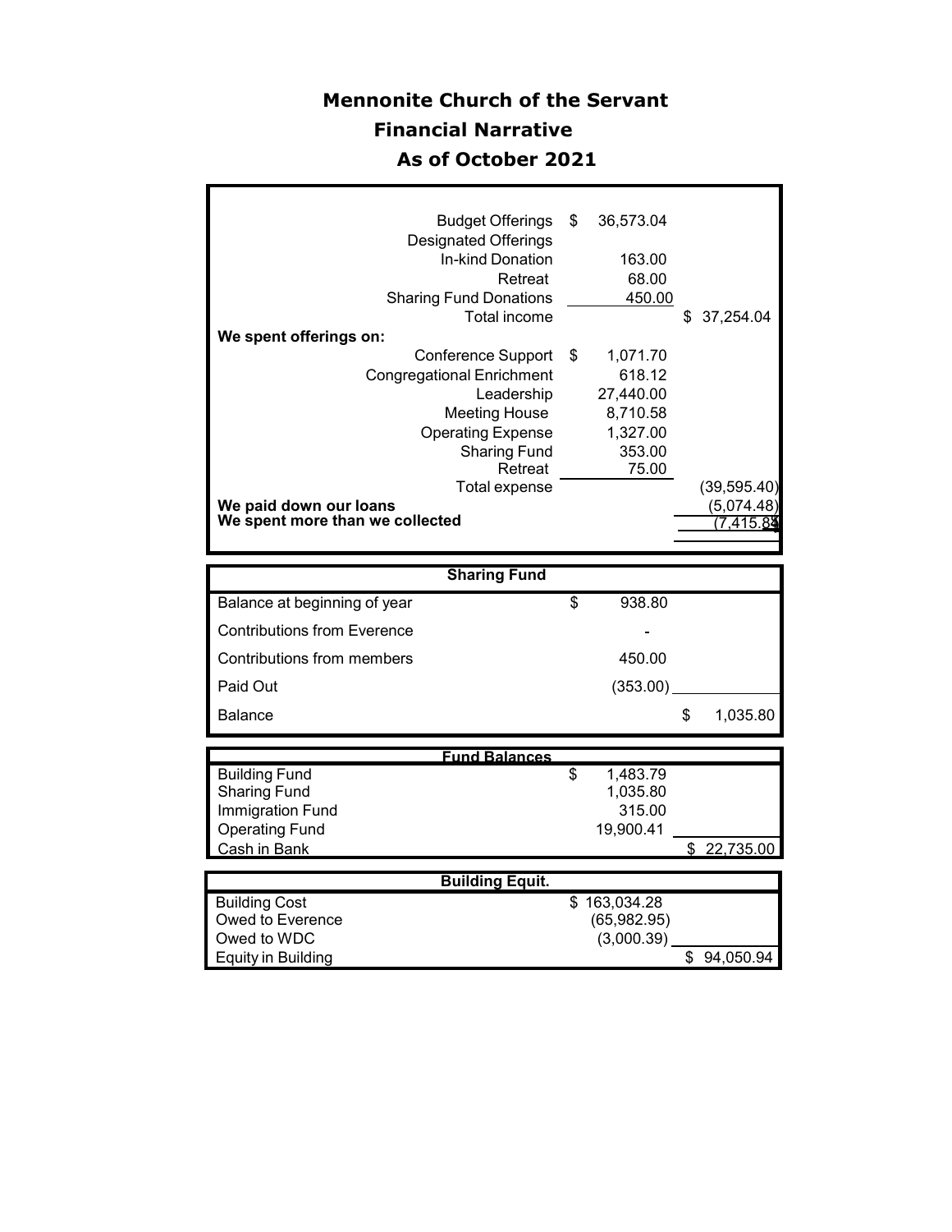# Mennonite Church of the Servant

## Financial Narrative

## As of October 2021

| | | |
|---|---|---|
| Budget Offerings | $ 36,573.04 | |
| Designated Offerings | | |
| In-kind Donation | 163.00 | |
| Retreat | 68.00 | |
| Sharing Fund Donations | 450.00 | |
| Total income | | $ 37,254.04 |
| **We spent offerings on:** | | |
| Conference Support | $ 1,071.70 | |
| Congregational Enrichment | 618.12 | |
| Leadership | 27,440.00 | |
| Meeting House | 8,710.58 | |
| Operating Expense | 1,327.00 | |
| Sharing Fund | 353.00 | |
| Retreat | 75.00 | |
| Total expense | | (39,595.40) |
| **We paid down our loans** | | (5,074.48) |
| **We spent more than we collected** | | (7,415.84) |

| Sharing Fund | | |
|---|---|---|
| Balance at beginning of year | $ 938.80 | |
| Contributions from Everence | - | |
| Contributions from members | 450.00 | |
| Paid Out | (353.00) | |
| Balance | | $ 1,035.80 |

| Fund Balances | | |
|---|---|---|
| Building Fund | $ 1,483.79 | |
| Sharing Fund | 1,035.80 | |
| Immigration Fund | 315.00 | |
| Operating Fund | 19,900.41 | |
| Cash in Bank | | $ 22,735.00 |

| Building Equit. | | |
|---|---|---|
| Building Cost | $ 163,034.28 | |
| Owed to Everence | (65,982.95) | |
| Owed to WDC | (3,000.39) | |
| Equity in Building | | $ 94,050.94 |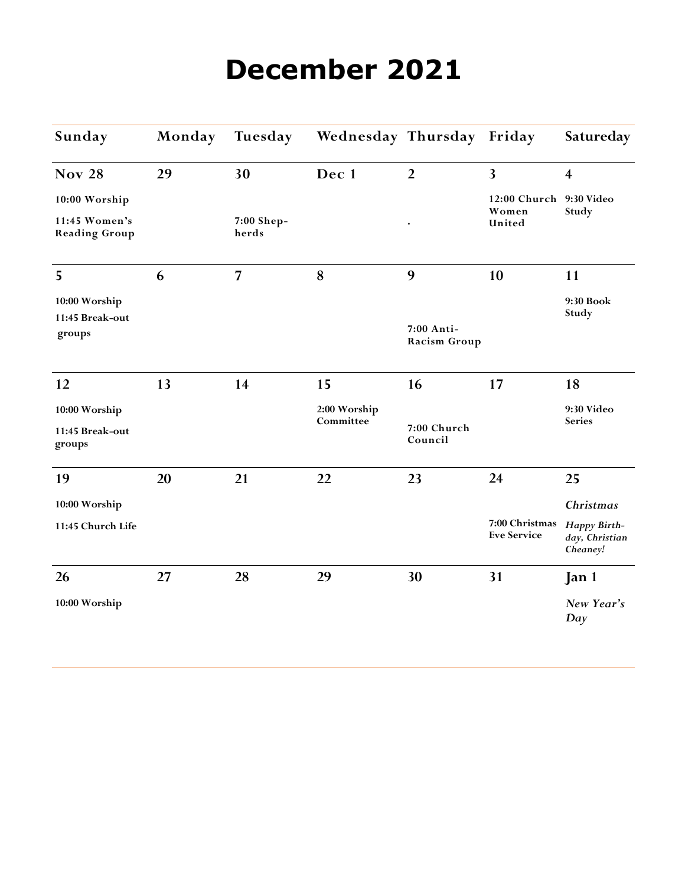# December 2021

| Sunday | Monday | Tuesday | Wednesday | Thursday | Friday | Satureday |
|---|---|---|---|---|---|---|
| **Nov 28**<br>10:00 Worship<br>11:45 Women's Reading Group | **29** | **30**<br>7:00 Shep-herds | **Dec 1** | **2**<br>. | **3**<br>12:00 Church Women United | **4**<br>9:30 Video Study |
| **5**<br>10:00 Worship<br>11:45 Break-out groups | **6** | **7** | **8** | **9**<br>7:00 Anti-Racism Group | **10** | **11**<br>9:30 Book Study |
| **12**<br>10:00 Worship<br>11:45 Break-out groups | **13** | **14** | **15**<br>2:00 Worship Committee | **16**<br>7:00 Church Council | **17** | **18**<br>9:30 Video Series |
| **19**<br>10:00 Worship<br>11:45 Church Life | **20** | **21** | **22** | **23** | **24**<br>7:00 Christmas Eve Service | **25**<br>*Christmas*<br>*Happy Birth-day, Christian Cheaney!* |
| **26**<br>10:00 Worship | **27** | **28** | **29** | **30** | **31** | **Jan 1**<br>*New Year's Day* |